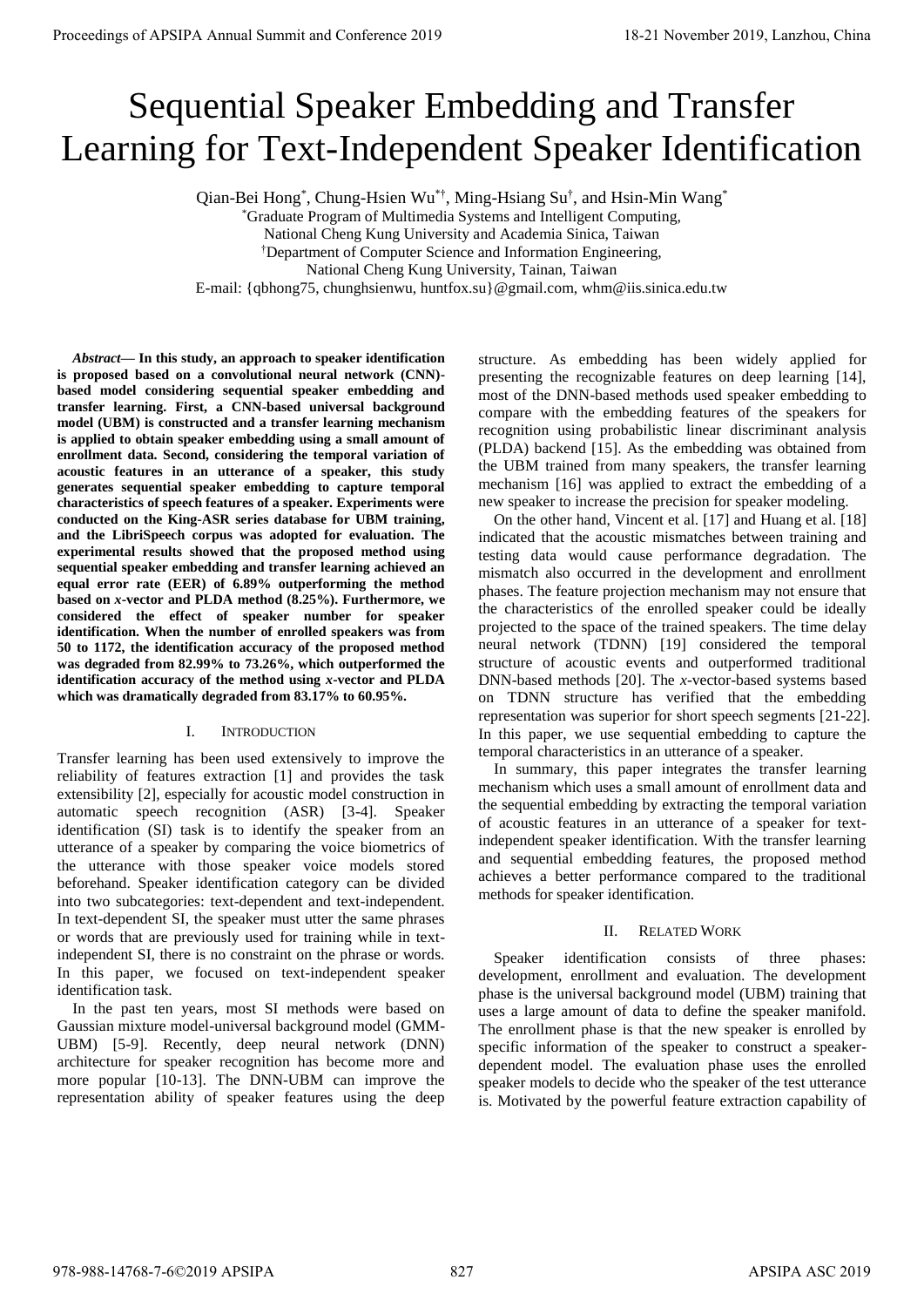# Sequential Speaker Embedding and Transfer Learning for Text-Independent Speaker Identification

Qian-Bei Hong[*], Chung-Hsien Wu[*†], Ming-Hsiang Su[†], and Hsin-Min Wang[*]

[*]Graduate Program of Multimedia Systems and Intelligent Computing, National Cheng Kung University and Academia Sinica, Taiwan

[†]Department of Computer Science and Information Engineering, National Cheng Kung University, Tainan, Taiwan

E-mail: {qbhong75, chunghsienwu, huntfox.su}@gmail.com, whm@iis.sinica.edu.tw

***Abstract*— In this study, an approach to speaker identification is proposed based on a convolutional neural network (CNN)-based model considering sequential speaker embedding and transfer learning. First, a CNN-based universal background model (UBM) is constructed and a transfer learning mechanism is applied to obtain speaker embedding using a small amount of enrollment data. Second, considering the temporal variation of acoustic features in an utterance of a speaker, this study generates sequential speaker embedding to capture temporal characteristics of speech features of a speaker. Experiments were conducted on the King-ASR series database for UBM training, and the LibriSpeech corpus was adopted for evaluation. The experimental results showed that the proposed method using sequential speaker embedding and transfer learning achieved an equal error rate (EER) of 6.89% outperforming the method based on *x*-vector and PLDA method (8.25%). Furthermore, we considered the effect of speaker number for speaker identification. When the number of enrolled speakers was from 50 to 1172, the identification accuracy of the proposed method was degraded from 82.99% to 73.26%, which outperformed the identification accuracy of the method using *x*-vector and PLDA which was dramatically degraded from 83.17% to 60.95%.**

## I. Introduction

Transfer learning has been used extensively to improve the reliability of features extraction [1] and provides the task extensibility [2], especially for acoustic model construction in automatic speech recognition (ASR) [3-4]. Speaker identification (SI) task is to identify the speaker from an utterance of a speaker by comparing the voice biometrics of the utterance with those speaker voice models stored beforehand. Speaker identification category can be divided into two subcategories: text-dependent and text-independent. In text-dependent SI, the speaker must utter the same phrases or words that are previously used for training while in text-independent SI, there is no constraint on the phrase or words. In this paper, we focused on text-independent speaker identification task.

In the past ten years, most SI methods were based on Gaussian mixture model-universal background model (GMM-UBM) [5-9]. Recently, deep neural network (DNN) architecture for speaker recognition has become more and more popular [10-13]. The DNN-UBM can improve the representation ability of speaker features using the deep structure. As embedding has been widely applied for presenting the recognizable features on deep learning [14], most of the DNN-based methods used speaker embedding to compare with the embedding features of the speakers for recognition using probabilistic linear discriminant analysis (PLDA) backend [15]. As the embedding was obtained from the UBM trained from many speakers, the transfer learning mechanism [16] was applied to extract the embedding of a new speaker to increase the precision for speaker modeling.

On the other hand, Vincent et al. [17] and Huang et al. [18] indicated that the acoustic mismatches between training and testing data would cause performance degradation. The mismatch also occurred in the development and enrollment phases. The feature projection mechanism may not ensure that the characteristics of the enrolled speaker could be ideally projected to the space of the trained speakers. The time delay neural network (TDNN) [19] considered the temporal structure of acoustic events and outperformed traditional DNN-based methods [20]. The *x*-vector-based systems based on TDNN structure has verified that the embedding representation was superior for short speech segments [21-22]. In this paper, we use sequential embedding to capture the temporal characteristics in an utterance of a speaker.

In summary, this paper integrates the transfer learning mechanism which uses a small amount of enrollment data and the sequential embedding by extracting the temporal variation of acoustic features in an utterance of a speaker for text-independent speaker identification. With the transfer learning and sequential embedding features, the proposed method achieves a better performance compared to the traditional methods for speaker identification.

## II. Related Work

Speaker identification consists of three phases: development, enrollment and evaluation. The development phase is the universal background model (UBM) training that uses a large amount of data to define the speaker manifold. The enrollment phase is that the new speaker is enrolled by specific information of the speaker to construct a speaker-dependent model. The evaluation phase uses the enrolled speaker models to decide who the speaker of the test utterance is. Motivated by the powerful feature extraction capability of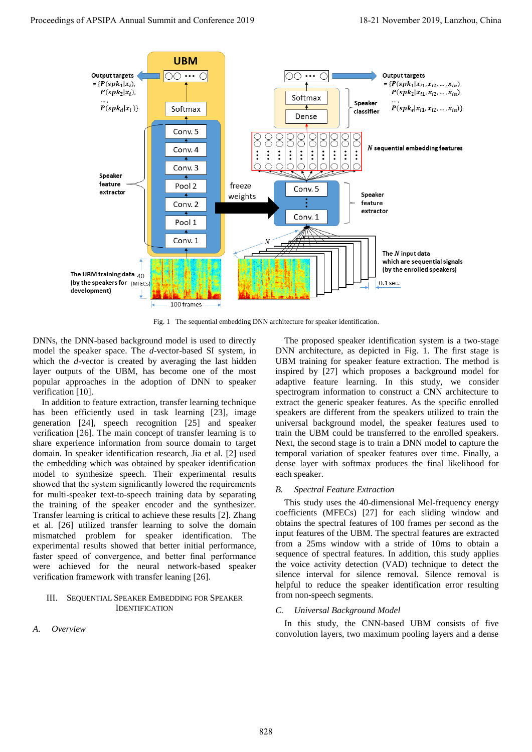Fig. 1 The sequential embedding DNN architecture for speaker identification.

DNNs, the DNN-based background model is used to directly model the speaker space. The *d*-vector-based SI system, in which the *d*-vector is created by averaging the last hidden layer outputs of the UBM, has become one of the most popular approaches in the adoption of DNN to speaker verification [10].

In addition to feature extraction, transfer learning technique has been efficiently used in task learning [23], image generation [24], speech recognition [25] and speaker verification [26]. The main concept of transfer learning is to share experience information from source domain to target domain. In speaker identification research, Jia et al. [2] used the embedding which was obtained by speaker identification model to synthesize speech. Their experimental results showed that the system significantly lowered the requirements for multi-speaker text-to-speech training data by separating the training of the speaker encoder and the synthesizer. Transfer learning is critical to achieve these results [2]. Zhang et al. [26] utilized transfer learning to solve the domain mismatched problem for speaker identification. The experimental results showed that better initial performance, faster speed of convergence, and better final performance were achieved for the neural network-based speaker verification framework with transfer leaning [26].

## III. SEQUENTIAL SPEAKER EMBEDDING FOR SPEAKER IDENTIFICATION

### *A. Overview*

The proposed speaker identification system is a two-stage DNN architecture, as depicted in Fig. 1. The first stage is UBM training for speaker feature extraction. The method is inspired by [27] which proposes a background model for adaptive feature learning. In this study, we consider spectrogram information to construct a CNN architecture to extract the generic speaker features. As the specific enrolled speakers are different from the speakers utilized to train the universal background model, the speaker features used to train the UBM could be transferred to the enrolled speakers. Next, the second stage is to train a DNN model to capture the temporal variation of speaker features over time. Finally, a dense layer with softmax produces the final likelihood for each speaker.

### *B. Spectral Feature Extraction*

This study uses the 40-dimensional Mel-frequency energy coefficients (MFECs) [27] for each sliding window and obtains the spectral features of 100 frames per second as the input features of the UBM. The spectral features are extracted from a 25ms window with a stride of 10ms to obtain a sequence of spectral features. In addition, this study applies the voice activity detection (VAD) technique to detect the silence interval for silence removal. Silence removal is helpful to reduce the speaker identification error resulting from non-speech segments.

### *C. Universal Background Model*

In this study, the CNN-based UBM consists of five convolution layers, two maximum pooling layers and a dense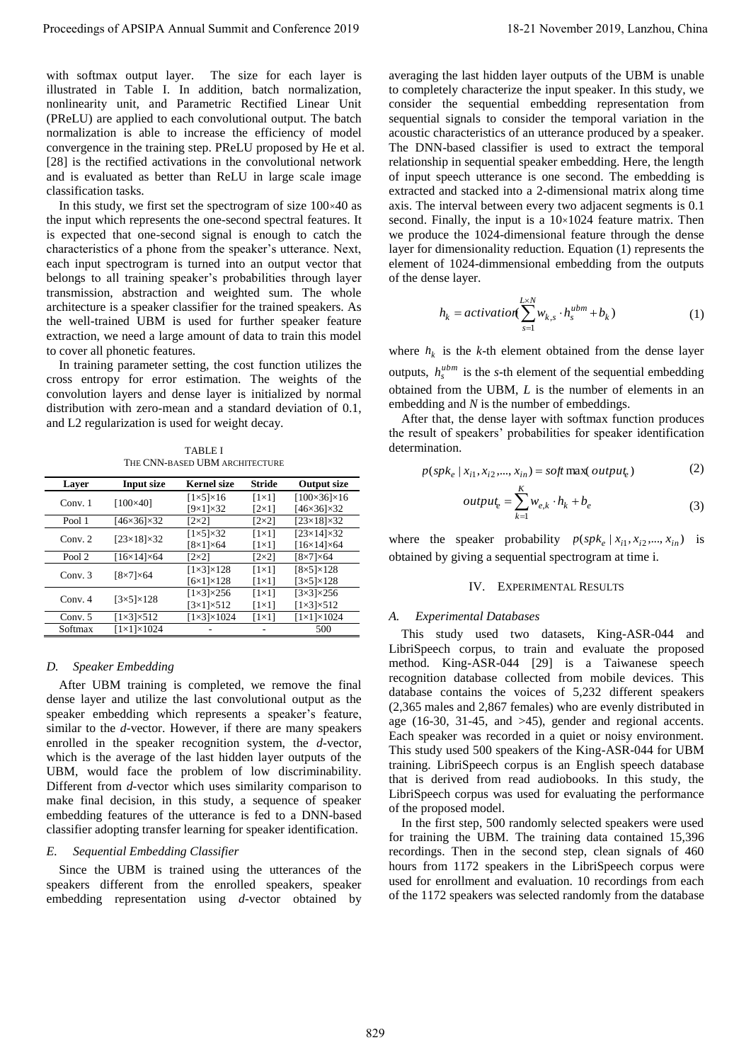with softmax output layer. The size for each layer is illustrated in Table I. In addition, batch normalization, nonlinearity unit, and Parametric Rectified Linear Unit (PReLU) are applied to each convolutional output. The batch normalization is able to increase the efficiency of model convergence in the training step. PReLU proposed by He et al. [28] is the rectified activations in the convolutional network and is evaluated as better than ReLU in large scale image classification tasks.

In this study, we first set the spectrogram of size 100×40 as the input which represents the one-second spectral features. It is expected that one-second signal is enough to catch the characteristics of a phone from the speaker's utterance. Next, each input spectrogram is turned into an output vector that belongs to all training speaker's probabilities through layer transmission, abstraction and weighted sum. The whole architecture is a speaker classifier for the trained speakers. As the well-trained UBM is used for further speaker feature extraction, we need a large amount of data to train this model to cover all phonetic features.

In training parameter setting, the cost function utilizes the cross entropy for error estimation. The weights of the convolution layers and dense layer is initialized by normal distribution with zero-mean and a standard deviation of 0.1, and L2 regularization is used for weight decay.

TABLE I
THE CNN-BASED UBM ARCHITECTURE

| Layer | Input size | Kernel size | Stride | Output size |
|---|---|---|---|---|
| Conv. 1 | [100×40] | [1×5]×16<br>[9×1]×32 | [1×1]<br>[2×1] | [100×36]×16<br>[46×36]×32 |
| Pool 1 | [46×36]×32 | [2×2] | [2×2] | [23×18]×32 |
| Conv. 2 | [23×18]×32 | [1×5]×32<br>[8×1]×64 | [1×1]<br>[1×1] | [23×14]×32<br>[16×14]×64 |
| Pool 2 | [16×14]×64 | [2×2] | [2×2] | [8×7]×64 |
| Conv. 3 | [8×7]×64 | [1×3]×128<br>[6×1]×128 | [1×1]<br>[1×1] | [8×5]×128<br>[3×5]×128 |
| Conv. 4 | [3×5]×128 | [1×3]×256<br>[3×1]×512 | [1×1]<br>[1×1] | [3×3]×256<br>[1×3]×512 |
| Conv. 5 | [1×3]×512 | [1×3]×1024 | [1×1] | [1×1]×1024 |
| Softmax | [1×1]×1024 | - | - | 500 |

### D. Speaker Embedding

After UBM training is completed, we remove the final dense layer and utilize the last convolutional output as the speaker embedding which represents a speaker's feature, similar to the *d*-vector. However, if there are many speakers enrolled in the speaker recognition system, the *d*-vector, which is the average of the last hidden layer outputs of the UBM, would face the problem of low discriminability. Different from *d*-vector which uses similarity comparison to make final decision, in this study, a sequence of speaker embedding features of the utterance is fed to a DNN-based classifier adopting transfer learning for speaker identification.

### E. Sequential Embedding Classifier

Since the UBM is trained using the utterances of the speakers different from the enrolled speakers, speaker embedding representation using *d*-vector obtained by averaging the last hidden layer outputs of the UBM is unable to completely characterize the input speaker. In this study, we consider the sequential embedding representation from sequential signals to consider the temporal variation in the acoustic characteristics of an utterance produced by a speaker. The DNN-based classifier is used to extract the temporal relationship in sequential speaker embedding. Here, the length of input speech utterance is one second. The embedding is extracted and stacked into a 2-dimensional matrix along time axis. The interval between every two adjacent segments is 0.1 second. Finally, the input is a 10×1024 feature matrix. Then we produce the 1024-dimensional feature through the dense layer for dimensionality reduction. Equation (1) represents the element of 1024-dimmensional embedding from the outputs of the dense layer.

$$h_k = activation(\sum_{s=1}^{L\times N} w_{k,s} \cdot h_s^{ubm} + b_k) \tag{1}$$

where $h_k$ is the *k*-th element obtained from the dense layer outputs, $h_s^{ubm}$ is the *s*-th element of the sequential embedding obtained from the UBM, *L* is the number of elements in an embedding and *N* is the number of embeddings.

After that, the dense layer with softmax function produces the result of speakers' probabilities for speaker identification determination.

$$p(spk_e \mid x_{i1}, x_{i2},..., x_{in}) = soft\max(output_e) \tag{2}$$

$$output_e = \sum_{k=1}^{K} w_{e,k} \cdot h_k + b_e \tag{3}$$

where the speaker probability $p(spk_e \mid x_{i1}, x_{i2},..., x_{in})$ is obtained by giving a sequential spectrogram at time i.

## IV. EXPERIMENTAL RESULTS

### A. Experimental Databases

This study used two datasets, King-ASR-044 and LibriSpeech corpus, to train and evaluate the proposed method. King-ASR-044 [29] is a Taiwanese speech recognition database collected from mobile devices. This database contains the voices of 5,232 different speakers (2,365 males and 2,867 females) who are evenly distributed in age (16-30, 31-45, and >45), gender and regional accents. Each speaker was recorded in a quiet or noisy environment. This study used 500 speakers of the King-ASR-044 for UBM training. LibriSpeech corpus is an English speech database that is derived from read audiobooks. In this study, the LibriSpeech corpus was used for evaluating the performance of the proposed model.

In the first step, 500 randomly selected speakers were used for training the UBM. The training data contained 15,396 recordings. Then in the second step, clean signals of 460 hours from 1172 speakers in the LibriSpeech corpus were used for enrollment and evaluation. 10 recordings from each of the 1172 speakers was selected randomly from the database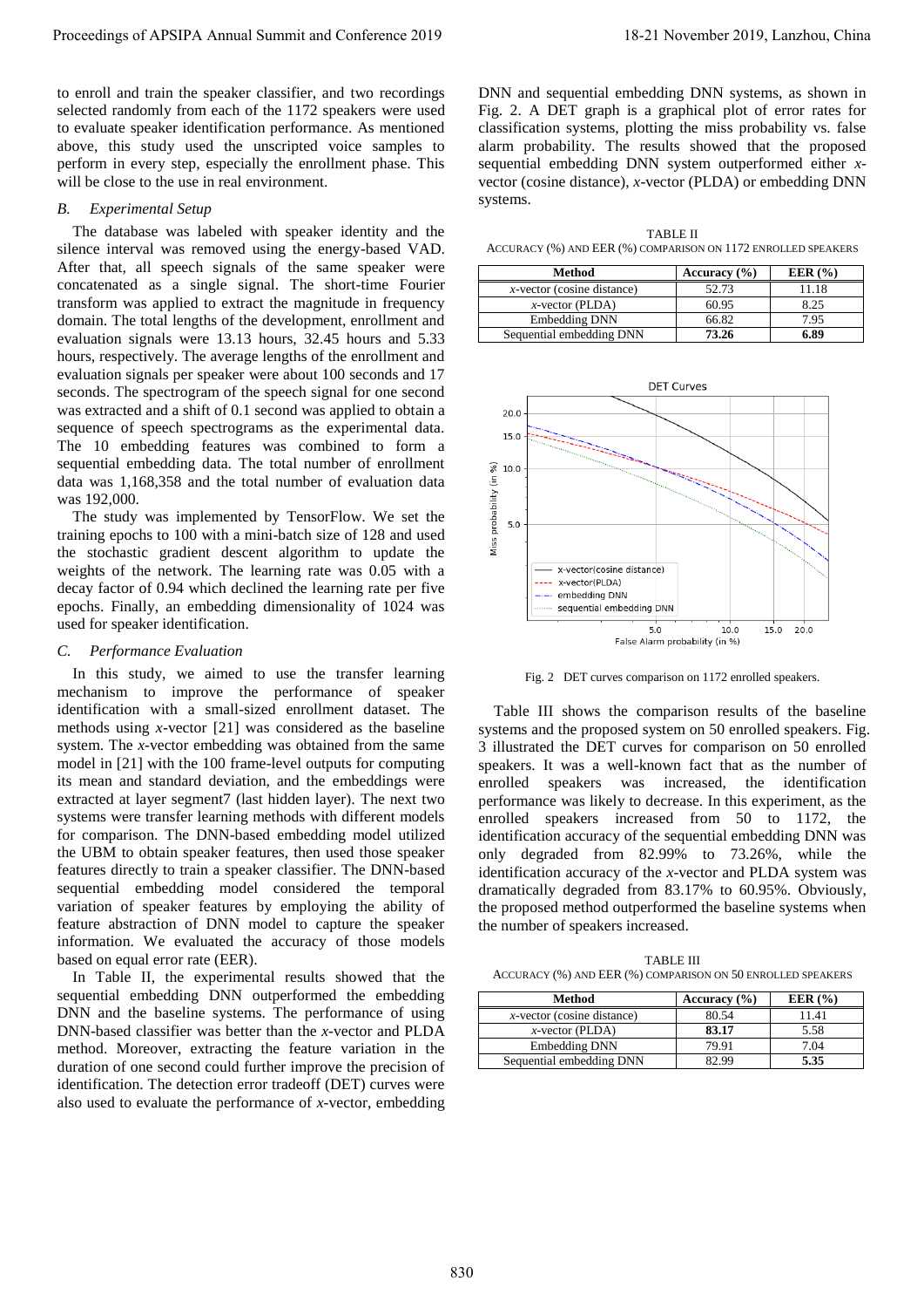to enroll and train the speaker classifier, and two recordings selected randomly from each of the 1172 speakers were used to evaluate speaker identification performance. As mentioned above, this study used the unscripted voice samples to perform in every step, especially the enrollment phase. This will be close to the use in real environment.

### *B. Experimental Setup*

The database was labeled with speaker identity and the silence interval was removed using the energy-based VAD. After that, all speech signals of the same speaker were concatenated as a single signal. The short-time Fourier transform was applied to extract the magnitude in frequency domain. The total lengths of the development, enrollment and evaluation signals were 13.13 hours, 32.45 hours and 5.33 hours, respectively. The average lengths of the enrollment and evaluation signals per speaker were about 100 seconds and 17 seconds. The spectrogram of the speech signal for one second was extracted and a shift of 0.1 second was applied to obtain a sequence of speech spectrograms as the experimental data. The 10 embedding features was combined to form a sequential embedding data. The total number of enrollment data was 1,168,358 and the total number of evaluation data was 192,000.

The study was implemented by TensorFlow. We set the training epochs to 100 with a mini-batch size of 128 and used the stochastic gradient descent algorithm to update the weights of the network. The learning rate was 0.05 with a decay factor of 0.94 which declined the learning rate per five epochs. Finally, an embedding dimensionality of 1024 was used for speaker identification.

### *C. Performance Evaluation*

In this study, we aimed to use the transfer learning mechanism to improve the performance of speaker identification with a small-sized enrollment dataset. The methods using *x*-vector [21] was considered as the baseline system. The *x*-vector embedding was obtained from the same model in [21] with the 100 frame-level outputs for computing its mean and standard deviation, and the embeddings were extracted at layer segment7 (last hidden layer). The next two systems were transfer learning methods with different models for comparison. The DNN-based embedding model utilized the UBM to obtain speaker features, then used those speaker features directly to train a speaker classifier. The DNN-based sequential embedding model considered the temporal variation of speaker features by employing the ability of feature abstraction of DNN model to capture the speaker information. We evaluated the accuracy of those models based on equal error rate (EER).

In Table II, the experimental results showed that the sequential embedding DNN outperformed the embedding DNN and the baseline systems. The performance of using DNN-based classifier was better than the *x*-vector and PLDA method. Moreover, extracting the feature variation in the duration of one second could further improve the precision of identification. The detection error tradeoff (DET) curves were also used to evaluate the performance of *x*-vector, embedding DNN and sequential embedding DNN systems, as shown in Fig. 2. A DET graph is a graphical plot of error rates for classification systems, plotting the miss probability vs. false alarm probability. The results showed that the proposed sequential embedding DNN system outperformed either *x*-vector (cosine distance), *x*-vector (PLDA) or embedding DNN systems.

TABLE II
ACCURACY (%) AND EER (%) COMPARISON ON 1172 ENROLLED SPEAKERS

| Method | Accuracy (%) | EER (%) |
|---|---|---|
| *x*-vector (cosine distance) | 52.73 | 11.18 |
| *x*-vector (PLDA) | 60.95 | 8.25 |
| Embedding DNN | 66.82 | 7.95 |
| Sequential embedding DNN | **73.26** | **6.89** |

Fig. 2 DET curves comparison on 1172 enrolled speakers.

Table III shows the comparison results of the baseline systems and the proposed system on 50 enrolled speakers. Fig. 3 illustrated the DET curves for comparison on 50 enrolled speakers. It was a well-known fact that as the number of enrolled speakers was increased, the identification performance was likely to decrease. In this experiment, as the enrolled speakers increased from 50 to 1172, the identification accuracy of the sequential embedding DNN was only degraded from 82.99% to 73.26%, while the identification accuracy of the *x*-vector and PLDA system was dramatically degraded from 83.17% to 60.95%. Obviously, the proposed method outperformed the baseline systems when the number of speakers increased.

TABLE III
ACCURACY (%) AND EER (%) COMPARISON ON 50 ENROLLED SPEAKERS

| Method | Accuracy (%) | EER (%) |
|---|---|---|
| *x*-vector (cosine distance) | 80.54 | 11.41 |
| *x*-vector (PLDA) | **83.17** | 5.58 |
| Embedding DNN | 79.91 | 7.04 |
| Sequential embedding DNN | 82.99 | **5.35** |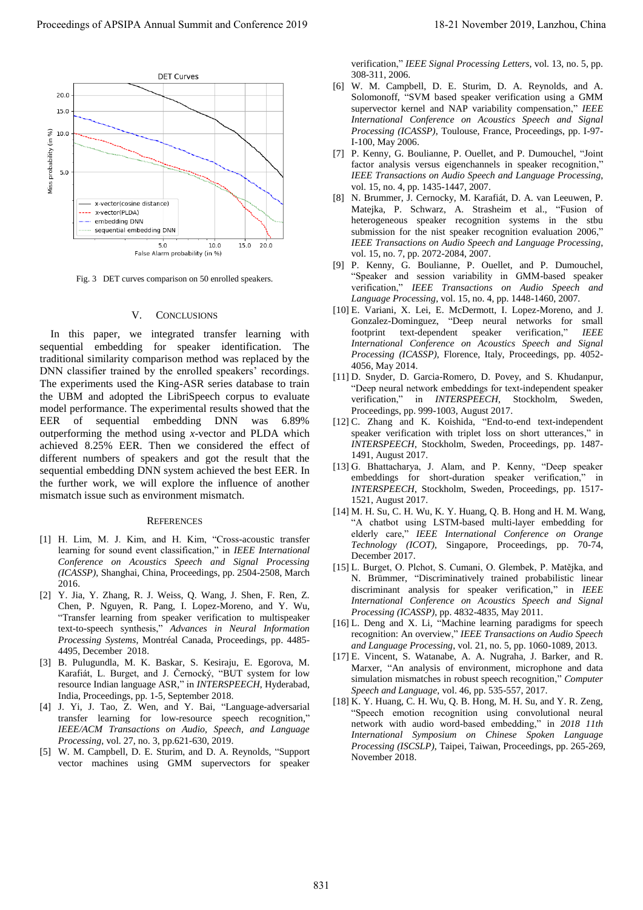Fig. 3 DET curves comparison on 50 enrolled speakers.

## V. Conclusions

In this paper, we integrated transfer learning with sequential embedding for speaker identification. The traditional similarity comparison method was replaced by the DNN classifier trained by the enrolled speakers' recordings. The experiments used the King-ASR series database to train the UBM and adopted the LibriSpeech corpus to evaluate model performance. The experimental results showed that the EER of sequential embedding DNN was 6.89% outperforming the method using *x*-vector and PLDA which achieved 8.25% EER. Then we considered the effect of different numbers of speakers and got the result that the sequential embedding DNN system achieved the best EER. In the further work, we will explore the influence of another mismatch issue such as environment mismatch.

## References

[1] H. Lim, M. J. Kim, and H. Kim, "Cross-acoustic transfer learning for sound event classification," in *IEEE International Conference on Acoustics Speech and Signal Processing (ICASSP)*, Shanghai, China, Proceedings, pp. 2504-2508, March 2016.

[2] Y. Jia, Y. Zhang, R. J. Weiss, Q. Wang, J. Shen, F. Ren, Z. Chen, P. Nguyen, R. Pang, I. Lopez-Moreno, and Y. Wu, "Transfer learning from speaker verification to multispeaker text-to-speech synthesis," *Advances in Neural Information Processing Systems*, Montréal Canada, Proceedings, pp. 4485-4495, December 2018.

[3] B. Pulugundla, M. K. Baskar, S. Kesiraju, E. Egorova, M. Karafiát, L. Burget, and J. Černocký, "BUT system for low resource Indian language ASR," in *INTERSPEECH*, Hyderabad, India, Proceedings, pp. 1-5, September 2018.

[4] J. Yi, J. Tao, Z. Wen, and Y. Bai, "Language-adversarial transfer learning for low-resource speech recognition," *IEEE/ACM Transactions on Audio, Speech, and Language Processing*, vol. 27, no. 3, pp.621-630, 2019.

[5] W. M. Campbell, D. E. Sturim, and D. A. Reynolds, "Support vector machines using GMM supervectors for speaker verification," *IEEE Signal Processing Letters*, vol. 13, no. 5, pp. 308-311, 2006.

[6] W. M. Campbell, D. E. Sturim, D. A. Reynolds, and A. Solomonoff, "SVM based speaker verification using a GMM supervector kernel and NAP variability compensation," *IEEE International Conference on Acoustics Speech and Signal Processing (ICASSP)*, Toulouse, France, Proceedings, pp. I-97-I-100, May 2006.

[7] P. Kenny, G. Boulianne, P. Ouellet, and P. Dumouchel, "Joint factor analysis versus eigenchannels in speaker recognition," *IEEE Transactions on Audio Speech and Language Processing*, vol. 15, no. 4, pp. 1435-1447, 2007.

[8] N. Brummer, J. Cernocky, M. Karafiát, D. A. van Leeuwen, P. Matejka, P. Schwarz, A. Strasheim et al., "Fusion of heterogeneous speaker recognition systems in the stbu submission for the nist speaker recognition evaluation 2006," *IEEE Transactions on Audio Speech and Language Processing*, vol. 15, no. 7, pp. 2072-2084, 2007.

[9] P. Kenny, G. Boulianne, P. Ouellet, and P. Dumouchel, "Speaker and session variability in GMM-based speaker verification," *IEEE Transactions on Audio Speech and Language Processing*, vol. 15, no. 4, pp. 1448-1460, 2007.

[10] E. Variani, X. Lei, E. McDermott, I. Lopez-Moreno, and J. Gonzalez-Dominguez, "Deep neural networks for small footprint text-dependent speaker verification," *IEEE International Conference on Acoustics Speech and Signal Processing (ICASSP)*, Florence, Italy, Proceedings, pp. 4052-4056, May 2014.

[11] D. Snyder, D. Garcia-Romero, D. Povey, and S. Khudanpur, "Deep neural network embeddings for text-independent speaker verification," in *INTERSPEECH*, Stockholm, Sweden, Proceedings, pp. 999-1003, August 2017.

[12] C. Zhang and K. Koishida, "End-to-end text-independent speaker verification with triplet loss on short utterances," in *INTERSPEECH*, Stockholm, Sweden, Proceedings, pp. 1487-1491, August 2017.

[13] G. Bhattacharya, J. Alam, and P. Kenny, "Deep speaker embeddings for short-duration speaker verification," in *INTERSPEECH*, Stockholm, Sweden, Proceedings, pp. 1517-1521, August 2017.

[14] M. H. Su, C. H. Wu, K. Y. Huang, Q. B. Hong and H. M. Wang, "A chatbot using LSTM-based multi-layer embedding for elderly care," *IEEE International Conference on Orange Technology (ICOT)*, Singapore, Proceedings, pp. 70-74, December 2017.

[15] L. Burget, O. Plchot, S. Cumani, O. Glembek, P. Matějka, and N. Brümmer, "Discriminatively trained probabilistic linear discriminant analysis for speaker verification," in *IEEE International Conference on Acoustics Speech and Signal Processing (ICASSP)*, pp. 4832-4835, May 2011.

[16] L. Deng and X. Li, "Machine learning paradigms for speech recognition: An overview," *IEEE Transactions on Audio Speech and Language Processing*, vol. 21, no. 5, pp. 1060-1089, 2013.

[17] E. Vincent, S. Watanabe, A. A. Nugraha, J. Barker, and R. Marxer, "An analysis of environment, microphone and data simulation mismatches in robust speech recognition," *Computer Speech and Language*, vol. 46, pp. 535-557, 2017.

[18] K. Y. Huang, C. H. Wu, Q. B. Hong, M. H. Su, and Y. R. Zeng, "Speech emotion recognition using convolutional neural network with audio word-based embedding," in *2018 11th International Symposium on Chinese Spoken Language Processing (ISCSLP)*, Taipei, Taiwan, Proceedings, pp. 265-269, November 2018.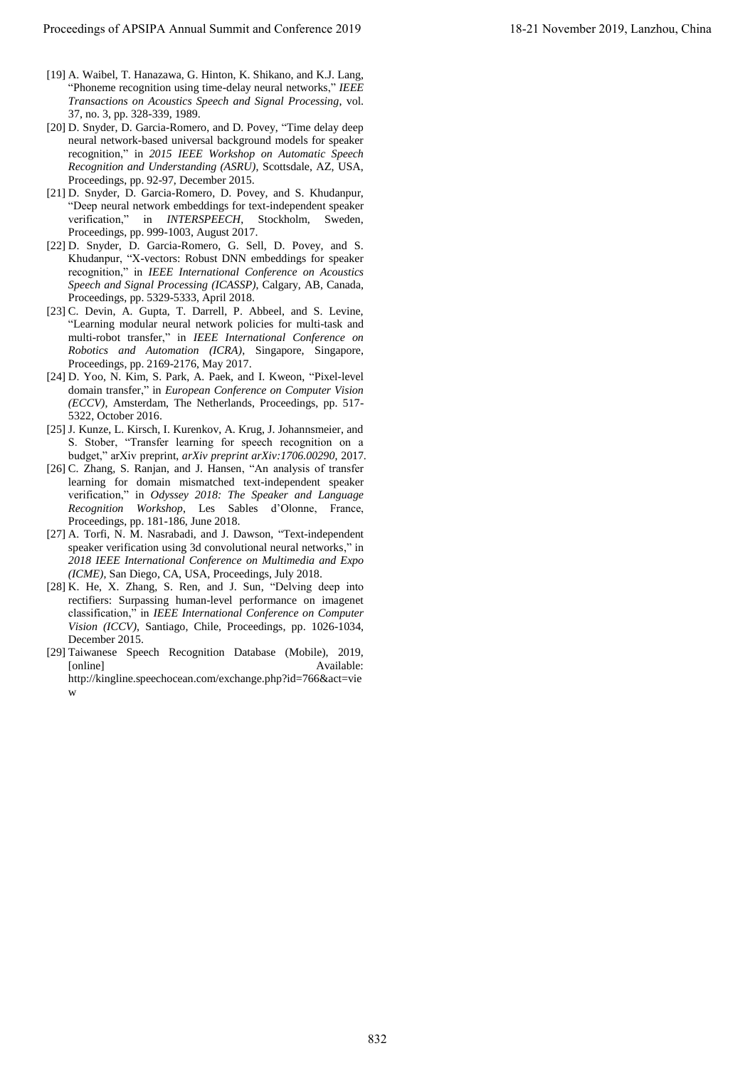[19] A. Waibel, T. Hanazawa, G. Hinton, K. Shikano, and K.J. Lang, “Phoneme recognition using time-delay neural networks,” *IEEE Transactions on Acoustics Speech and Signal Processing*, vol. 37, no. 3, pp. 328-339, 1989.

[20] D. Snyder, D. Garcia-Romero, and D. Povey, “Time delay deep neural network-based universal background models for speaker recognition,” in *2015 IEEE Workshop on Automatic Speech Recognition and Understanding (ASRU)*, Scottsdale, AZ, USA, Proceedings, pp. 92-97, December 2015.

[21] D. Snyder, D. Garcia-Romero, D. Povey, and S. Khudanpur, “Deep neural network embeddings for text-independent speaker verification,” in *INTERSPEECH*, Stockholm, Sweden, Proceedings, pp. 999-1003, August 2017.

[22] D. Snyder, D. Garcia-Romero, G. Sell, D. Povey, and S. Khudanpur, “X-vectors: Robust DNN embeddings for speaker recognition,” in *IEEE International Conference on Acoustics Speech and Signal Processing (ICASSP)*, Calgary, AB, Canada, Proceedings, pp. 5329-5333, April 2018.

[23] C. Devin, A. Gupta, T. Darrell, P. Abbeel, and S. Levine, “Learning modular neural network policies for multi-task and multi-robot transfer,” in *IEEE International Conference on Robotics and Automation (ICRA)*, Singapore, Singapore, Proceedings, pp. 2169-2176, May 2017.

[24] D. Yoo, N. Kim, S. Park, A. Paek, and I. Kweon, “Pixel-level domain transfer,” in *European Conference on Computer Vision (ECCV)*, Amsterdam, The Netherlands, Proceedings, pp. 517-5322, October 2016.

[25] J. Kunze, L. Kirsch, I. Kurenkov, A. Krug, J. Johannsmeier, and S. Stober, “Transfer learning for speech recognition on a budget,” arXiv preprint, *arXiv preprint arXiv:1706.00290*, 2017.

[26] C. Zhang, S. Ranjan, and J. Hansen, “An analysis of transfer learning for domain mismatched text-independent speaker verification,” in *Odyssey 2018: The Speaker and Language Recognition Workshop*, Les Sables d’Olonne, France, Proceedings, pp. 181-186, June 2018.

[27] A. Torfi, N. M. Nasrabadi, and J. Dawson, “Text-independent speaker verification using 3d convolutional neural networks,” in *2018 IEEE International Conference on Multimedia and Expo (ICME)*, San Diego, CA, USA, Proceedings, July 2018.

[28] K. He, X. Zhang, S. Ren, and J. Sun, “Delving deep into rectifiers: Surpassing human-level performance on imagenet classification,” in *IEEE International Conference on Computer Vision (ICCV)*, Santiago, Chile, Proceedings, pp. 1026-1034, December 2015.

[29] Taiwanese Speech Recognition Database (Mobile), 2019, [online] Available: http://kingline.speechocean.com/exchange.php?id=766&act=view